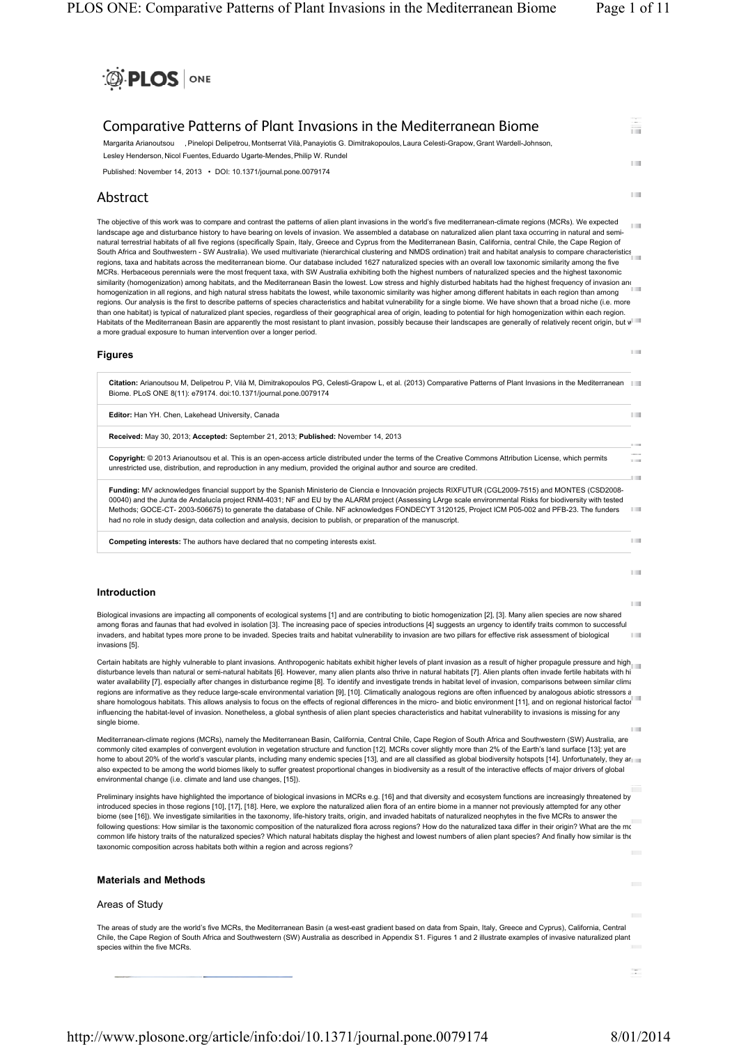# Comparative Patterns of Plant Invasions in the Mediterranean Biome

Margarita Arianoutsou , Pinelopi Delipetrou, Montserrat Vilà, Panayiotis G. Dimitrakopoulos, Laura Celesti-Grapow, Grant Wardell-Johnson, Lesley Henderson, Nicol Fuentes, Eduardo Ugarte-Mendes, Philip W. Rundel

Published: November 14, 2013 • DOI: 10.1371/journal.pone.0079174

## Abstract

The objective of this work was to compare and contrast the patterns of alien plant invasions in the world's five mediterranean-climate regions (MCRs). We expected landscape age and disturbance history to have bearing on levels of invasion. We assembled a database on naturalized alien plant taxa occurring in natural and semi-natural terrestrial habitats of all five regions (specifically Spain, Italy, Greece and Cyprus from the Mediterranean Basin, California, central Chile, the Cape Region of South Africa and Southwestern - SW Australia). We used multivariate (hierarchical clustering and NMDS ordination) trait and habitat analysis to compare characteristics regions, taxa and habitats across the mediterranean biome. Our database included 1627 naturalized species with an overall low taxonomic similarity among the five MCRs. Herbaceous perennials were the most frequent taxa, with SW Australia exhibiting both the highest numbers of naturalized species and the highest taxonomic similarity (homogenization) among habitats, and the Mediterranean Basin the lowest. Low stress and highly disturbed habitats had the highest frequency of invasion and homogenization in all regions, and high natural stress habitats the lowest, while taxonomic similarity was higher among different habitats in each region than among regions. Our analysis is the first to describe patterns of species characteristics and habitat vulnerability for a single biome. We have shown that a broad niche (i.e. more than one habitat) is typical of naturalized plant species, regardless of their geographical area of origin, leading to potential for high homogenization within each region. Habitats of the Mediterranean Basin are apparently the most resistant to plant invasion, possibly because their landscapes are generally of relatively recent origin, but w a more gradual exposure to human intervention over a longer period.

### Figures

**Citation:** Arianoutsou M, Delipetrou P, Vilà M, Dimitrakopoulos PG, Celesti-Grapow L, et al. (2013) Comparative Patterns of Plant Invasions in the Mediterranean Biome. PLoS ONE 8(11): e79174. doi:10.1371/journal.pone.0079174

**Editor:** Han YH. Chen, Lakehead University, Canada

**Received:** May 30, 2013; **Accepted:** September 21, 2013; **Published:** November 14, 2013

**Copyright:** © 2013 Arianoutsou et al. This is an open-access article distributed under the terms of the Creative Commons Attribution License, which permits unrestricted use, distribution, and reproduction in any medium, provided the original author and source are credited.

**Funding:** MV acknowledges financial support by the Spanish Ministerio de Ciencia e Innovación projects RIXFUTUR (CGL2009-7515) and MONTES (CSD2008-00040) and the Junta de Andalucía project RNM-4031; NF and EU by the ALARM project (Assessing LArge scale environmental Risks for biodiversity with tested Methods; GOCE-CT- 2003-506675) to generate the database of Chile. NF acknowledges FONDECYT 3120125, Project ICM P05-002 and PFB-23. The funders had no role in study design, data collection and analysis, decision to publish, or preparation of the manuscript.

**Competing interests:** The authors have declared that no competing interests exist.

## Introduction

Biological invasions are impacting all components of ecological systems [1] and are contributing to biotic homogenization [2], [3]. Many alien species are now shared among floras and faunas that had evolved in isolation [3]. The increasing pace of species introductions [4] suggests an urgency to identify traits common to successful invaders, and habitat types more prone to be invaded. Species traits and habitat vulnerability to invasion are two pillars for effective risk assessment of biological invasions [5].

Certain habitats are highly vulnerable to plant invasions. Anthropogenic habitats exhibit higher levels of plant invasion as a result of higher propagule pressure and high disturbance levels than natural or semi-natural habitats [6]. However, many alien plants also thrive in natural habitats [7]. Alien plants often invade fertile habitats with hi water availability [7], especially after changes in disturbance regime [8]. To identify and investigate trends in habitat level of invasion, comparisons between similar clima regions are informative as they reduce large-scale environmental variation [9], [10]. Climatically analogous regions are often influenced by analogous abiotic stressors a share homologous habitats. This allows analysis to focus on the effects of regional differences in the micro- and biotic environment [11], and on regional historical factor influencing the habitat-level of invasion. Nonetheless, a global synthesis of alien plant species characteristics and habitat vulnerability to invasions is missing for any single biome.

Mediterranean-climate regions (MCRs), namely the Mediterranean Basin, California, Central Chile, Cape Region of South Africa and Southwestern (SW) Australia, are commonly cited examples of convergent evolution in vegetation structure and function [12]. MCRs cover slightly more than 2% of the Earth's land surface [13]; yet are home to about 20% of the world's vascular plants, including many endemic species [13], and are all classified as global biodiversity hotspots [14]. Unfortunately, they ar also expected to be among the world biomes likely to suffer greatest proportional changes in biodiversity as a result of the interactive effects of major drivers of global environmental change (i.e. climate and land use changes, [15]).

Preliminary insights have highlighted the importance of biological invasions in MCRs e.g. [16] and that diversity and ecosystem functions are increasingly threatened by introduced species in those regions [10], [17], [18]. Here, we explore the naturalized alien flora of an entire biome in a manner not previously attempted for any other biome (see [16]). We investigate similarities in the taxonomy, life-history traits, origin, and invaded habitats of naturalized neophytes in the five MCRs to answer the following questions: How similar is the taxonomic composition of the naturalized flora across regions? How do the naturalized taxa differ in their origin? What are the mo common life history traits of the naturalized species? Which natural habitats display the highest and lowest numbers of alien plant species? And finally how similar is the taxonomic composition across habitats both within a region and across regions?

## Materials and Methods

### Areas of Study

The areas of study are the world's five MCRs, the Mediterranean Basin (a west-east gradient based on data from Spain, Italy, Greece and Cyprus), California, Central Chile, the Cape Region of South Africa and Southwestern (SW) Australia as described in Appendix S1. Figures 1 and 2 illustrate examples of invasive naturalized plant species within the five MCRs.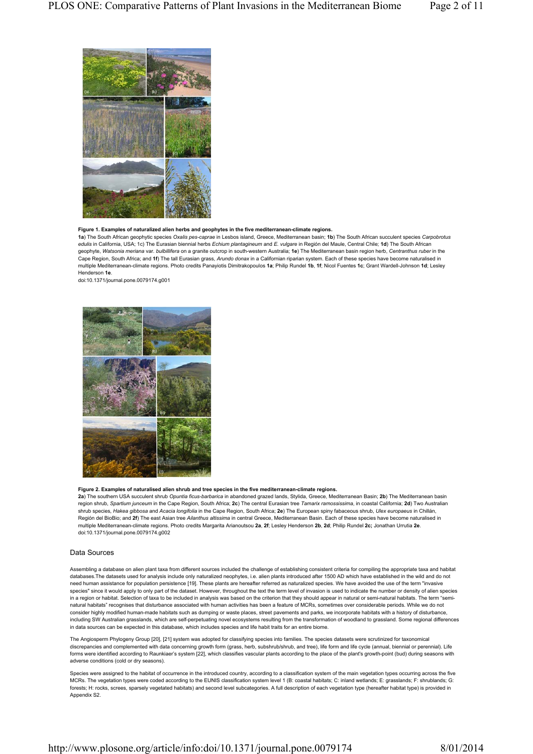**Figure 1. Examples of naturalized alien herbs and geophytes in the five mediterranean-climate regions.**

**1a**) The South African geophytic species *Oxalis pes-caprae* in Lesbos island, Greece, Mediterranean basin; **1b**) The South African succulent species *Carpobrotus edulis* in California, USA; 1c) The Eurasian biennial herbs *Echium plantagineum* and *E. vulgare* in Región del Maule, Central Chile; **1d**) The South African geophyte, *Watsonia meriana* var. *bulbillifera* on a granite outcrop in south-western Australia; **1e**) The Mediterranean basin region herb, *Centranthus ruber* in the Cape Region, South Africa; and **1f**) The tall Eurasian grass, *Arundo donax* in a Californian riparian system. Each of these species have become naturalised in multiple Mediterranean-climate regions. Photo credits Panayiotis Dimitrakopoulos **1a**; Philip Rundel **1b**, **1f**; Nicol Fuentes **1c**; Grant Wardell-Johnson **1d**; Lesley Henderson **1e**.

doi:10.1371/journal.pone.0079174.g001

**Figure 2. Examples of naturalised alien shrub and tree species in the five mediterranean-climate regions.**

**2a**) The southern USA succulent shrub *Opuntia ficus-barbarica* in abandoned grazed lands, Stylida, Greece, Mediterranean Basin; **2b**) The Mediterranean basin region shrub, *Spartium junceum* in the Cape Region, South Africa; **2c**) The central Eurasian tree *Tamarix ramossissima*, in coastal California; **2d**) Two Australian shrub species, *Hakea gibbosa* and *Acacia longifolia* in the Cape Region, South Africa; **2e**) The European spiny fabaceous shrub, *Ulex europaeus* in Chillán, Región del BioBio; and **2f**) The east Asian tree *Ailanthus altissima* in central Greece, Mediterranean Basin. Each of these species have become naturalised in multiple Mediterranean-climate regions. Photo credits Margarita Arianoutsou **2a**, **2f**; Lesley Henderson **2b**, **2d**; Philip Rundel **2c;** Jonathan Urrutia **2e**.

doi:10.1371/journal.pone.0079174.g002

## Data Sources

Assembling a database on alien plant taxa from different sources included the challenge of establishing consistent criteria for compiling the appropriate taxa and habitat databases.The datasets used for analysis include only naturalized neophytes, i.e. alien plants introduced after 1500 AD which have established in the wild and do not need human assistance for population persistence [19]. These plants are hereafter referred as naturalized species. We have avoided the use of the term "invasive species" since it would apply to only part of the dataset. However, throughout the text the term level of invasion is used to indicate the number or density of alien species in a region or habitat. Selection of taxa to be included in analysis was based on the criterion that they should appear in natural or semi-natural habitats. The term "semi-natural habitats" recognises that disturbance associated with human activities has been a feature of MCRs, sometimes over considerable periods. While we do not consider highly modified human-made habitats such as dumping or waste places, street pavements and parks, we incorporate habitats with a history of disturbance, including SW Australian grasslands, which are self-perpetuating novel ecosystems resulting from the transformation of woodland to grassland. Some regional differences in data sources can be expected in this database, which includes species and life habit traits for an entire biome.

The Angiosperm Phylogeny Group [20], [21] system was adopted for classifying species into families. The species datasets were scrutinized for taxonomical discrepancies and complemented with data concerning growth form (grass, herb, subshrub/shrub, and tree), life form and life cycle (annual, biennial or perennial). Life forms were identified according to Raunkiaer's system [22], which classifies vascular plants according to the place of the plant's growth-point (bud) during seasons with adverse conditions (cold or dry seasons).

Species were assigned to the habitat of occurrence in the introduced country, according to a classification system of the main vegetation types occurring across the five MCRs. The vegetation types were coded according to the EUNIS classification system level 1 (B: coastal habitats; C: inland wetlands; E: grasslands; F: shrublands; G: forests; H: rocks, screes, sparsely vegetated habitats) and second level subcategories. A full description of each vegetation type (hereafter habitat type) is provided in Appendix S2.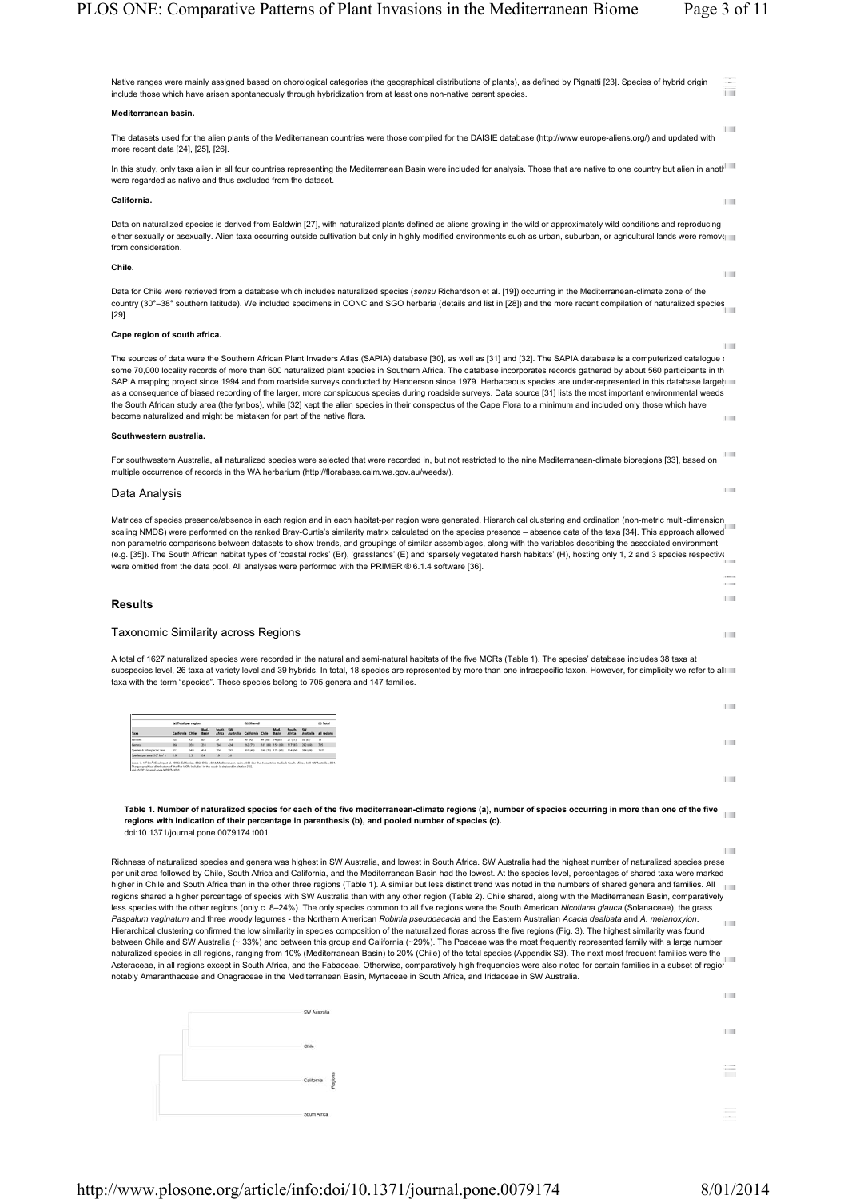Native ranges were mainly assigned based on chorological categories (the geographical distributions of plants), as defined by Pignatti [23]. Species of hybrid origin include those which have arisen spontaneously through hybridization from at least one non-native parent species.

#### Mediterranean basin.

The datasets used for the alien plants of the Mediterranean countries were those compiled for the DAISIE database (http://www.europe-aliens.org/) and updated with more recent data [24], [25], [26].

In this study, only taxa alien in all four countries representing the Mediterranean Basin were included for analysis. Those that are native to one country but alien in anoth were regarded as native and thus excluded from the dataset.

#### California.

Data on naturalized species is derived from Baldwin [27], with naturalized plants defined as aliens growing in the wild or approximately wild conditions and reproducing either sexually or asexually. Alien taxa occurring outside cultivation but only in highly modified environments such as urban, suburban, or agricultural lands were remove from consideration.

#### Chile.

Data for Chile were retrieved from a database which includes naturalized species (*sensu* Richardson et al. [19]) occurring in the Mediterranean-climate zone of the country (30°–38° southern latitude). We included specimens in CONC and SGO herbaria (details and list in [28]) and the more recent compilation of naturalized species [29].

#### Cape region of south africa.

The sources of data were the Southern African Plant Invaders Atlas (SAPIA) database [30], as well as [31] and [32]. The SAPIA database is a computerized catalogue o some 70,000 locality records of more than 600 naturalized plant species in Southern Africa. The database incorporates records gathered by about 560 participants in th SAPIA mapping project since 1994 and from roadside surveys conducted by Henderson since 1979. Herbaceous species are under-represented in this database largely as a consequence of biased recording of the larger, more conspicuous species during roadside surveys. Data source [31] lists the most important environmental weeds the South African study area (the fynbos), while [32] kept the alien species in their conspectus of the Cape Flora to a minimum and included only those which have become naturalized and might be mistaken for part of the native flora.

#### Southwestern australia.

For southwestern Australia, all naturalized species were selected that were recorded in, but not restricted to the nine Mediterranean-climate bioregions [33], based on multiple occurrence of records in the WA herbarium (http://florabase.calm.wa.gov.au/weeds/).

## Data Analysis

Matrices of species presence/absence in each region and in each habitat-per region were generated. Hierarchical clustering and ordination (non-metric multi-dimension scaling NMDS) were performed on the ranked Bray-Curtis's similarity matrix calculated on the species presence – absence data of the taxa [34]. This approach allowed non parametric comparisons between datasets to show trends, and groupings of similar assemblages, along with the variables describing the associated environment (e.g. [35]). The South African habitat types of 'coastal rocks' (Br), 'grasslands' (E) and 'sparsely vegetated harsh habitats' (H), hosting only 1, 2 and 3 species respective were omitted from the data pool. All analyses were performed with the PRIMER ® 6.1.4 software [36].

# Results

## Taxonomic Similarity across Regions

A total of 1627 naturalized species were recorded in the natural and semi-natural habitats of the five MCRs (Table 1). The species' database includes 38 taxa at subspecies level, 26 taxa at variety level and 39 hybrids. In total, 18 species are represented by more than one infraspecific taxon. However, for simplicity we refer to all taxa with the term "species". These species belong to 705 genera and 147 families.

**Table 1. Number of naturalized species for each of the five mediterranean-climate regions (a), number of species occurring in more than one of the five regions with indication of their percentage in parenthesis (b), and pooled number of species (c).**
doi:10.1371/journal.pone.0079174.t001

Richness of naturalized species and genera was highest in SW Australia, and lowest in South Africa. SW Australia had the highest number of naturalized species prese per unit area followed by Chile, South Africa and California, and the Mediterranean Basin had the lowest. At the species level, percentages of shared taxa were marked higher in Chile and South Africa than in the other three regions (Table 1). A similar but less distinct trend was noted in the numbers of shared genera and families. All regions shared a higher percentage of species with SW Australia than with any other region (Table 2). Chile shared, along with the Mediterranean Basin, comparatively less species with the other regions (only c. 8–24%). The only species common to all five regions were the South American *Nicotiana glauca* (Solanaceae), the grass *Paspalum vaginatum* and three woody legumes - the Northern American *Robinia pseudoacacia* and the Eastern Australian *Acacia dealbata* and *A. melanoxylon*. Hierarchical clustering confirmed the low similarity in species composition of the naturalized floras across the five regions (Fig. 3). The highest similarity was found between Chile and SW Australia (~ 33%) and between this group and California (~ 29%). The Poaceae was the most frequently represented family with a large number naturalized species in all regions, ranging from 10% (Mediterranean Basin) to 20% (Chile) of the total species (Appendix S3). The next most frequent families were the Asteraceae, in all regions except in South Africa, and the Fabaceae. Otherwise, comparatively high frequencies were also noted for certain families in a subset of region notably Amaranthaceae and Onagraceae in the Mediterranean Basin, Myrtaceae in South Africa, and Iridaceae in SW Australia.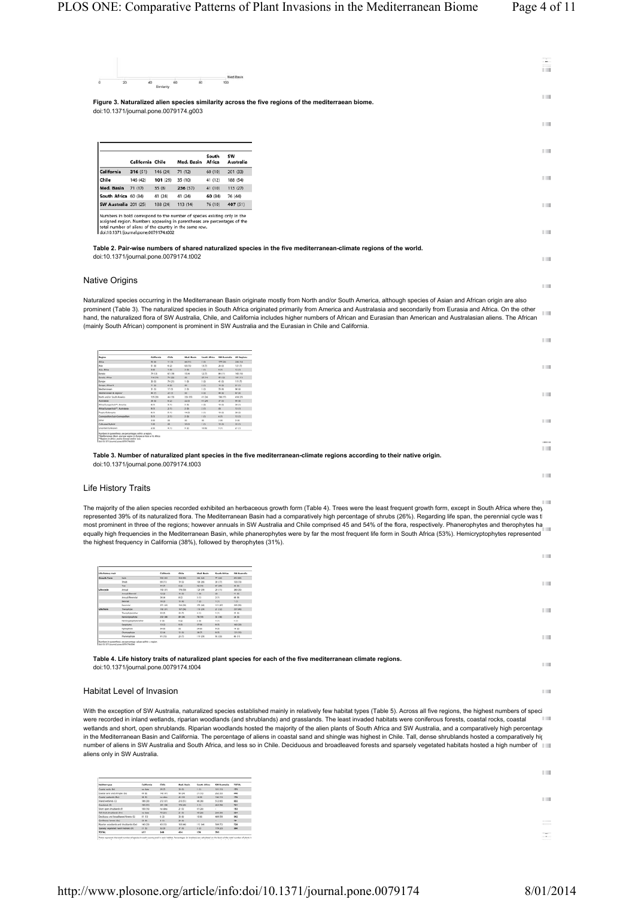**Figure 3. Naturalized alien species similarity across the five regions of the mediterraean biome.**
doi:10.1371/journal.pone.0079174.g003

| | California | Chile | Med. Basin | South Africa | SW Australia |
|---|---|---|---|---|---|
| **California** | **316** (51) | 146 (24) | 71 (12) | 60 (10) | 201 (33) |
| **Chile** | 146 (42) | **101** (29) | 35 (10) | 41 (12) | 188 (54) |
| **Med. Basin** | 71 (17) | 35 (8) | **236** (57) | 41 (10) | 113 (27) |
| **South Africa** | 60 (34) | 41 (24) | 41 (24) | **60** (34) | 76 (44) |
| **SW Australia** | 201 (25) | 188 (24) | 113 (14) | 76 (10) | **407** (51) |

Numbers in bold correspond to the number of species existing only in the assigned region. Numbers appearing in parentheses are percentages of the total number of aliens of the country in the same row.
doi:10.1371/journal.pone.0079174.t002

**Table 2. Pair-wise numbers of shared naturalized species in the five mediterranean-climate regions of the world.**
doi:10.1371/journal.pone.0079174.t002

## Native Origins

Naturalized species occurring in the Mediterranean Basin originate mostly from North and/or South America, although species of Asian and African origin are also prominent (Table 3). The naturalized species in South Africa originated primarily from America and Australasia and secondarily from Eurasia and Africa. On the other hand, the naturalized flora of SW Australia, Chile, and California includes higher numbers of African and Eurasian than American and Australasian aliens. The African (mainly South African) component is prominent in SW Australia and the Eurasian in Chile and California.

**Table 3. Number of naturalized plant species in the five mediterranean-climate regions according to their native origin.**
doi:10.1371/journal.pone.0079174.t003

## Life History Traits

The majority of the alien species recorded exhibited an herbaceous growth form (Table 4). Trees were the least frequent growth form, except in South Africa where they represented 39% of its naturalized flora. The Mediterranean Basin had a comparatively high percentage of shrubs (26%). Regarding life span, the perennial cycle was t most prominent in three of the regions; however annuals in SW Australia and Chile comprised 45 and 54% of the flora, respectively. Phanerophytes and therophytes ha equally high frequencies in the Mediterranean Basin, while phanerophytes were by far the most frequent life form in South Africa (53%). Hemicryptophytes represented the highest frequency in California (38%), followed by therophytes (31%).

**Table 4. Life history traits of naturalized plant species for each of the five mediterranean climate regions.**
doi:10.1371/journal.pone.0079174.t004

## Habitat Level of Invasion

With the exception of SW Australia, naturalized species established mainly in relatively few habitat types (Table 5). Across all five regions, the highest numbers of speci were recorded in inland wetlands, riparian woodlands (and shrublands) and grasslands. The least invaded habitats were coniferous forests, coastal rocks, coastal wetlands and short, open shrublands. Riparian woodlands hosted the majority of the alien plants of South Africa and SW Australia, and a comparatively high percentage in the Mediterranean Basin and California. The percentage of aliens in coastal sand and shingle was highest in Chile. Tall, dense shrublands hosted a comparatively hig number of aliens in SW Australia and South Africa, and less so in Chile. Deciduous and broadleaved forests and sparsely vegetated habitats hosted a high number of aliens only in SW Australia.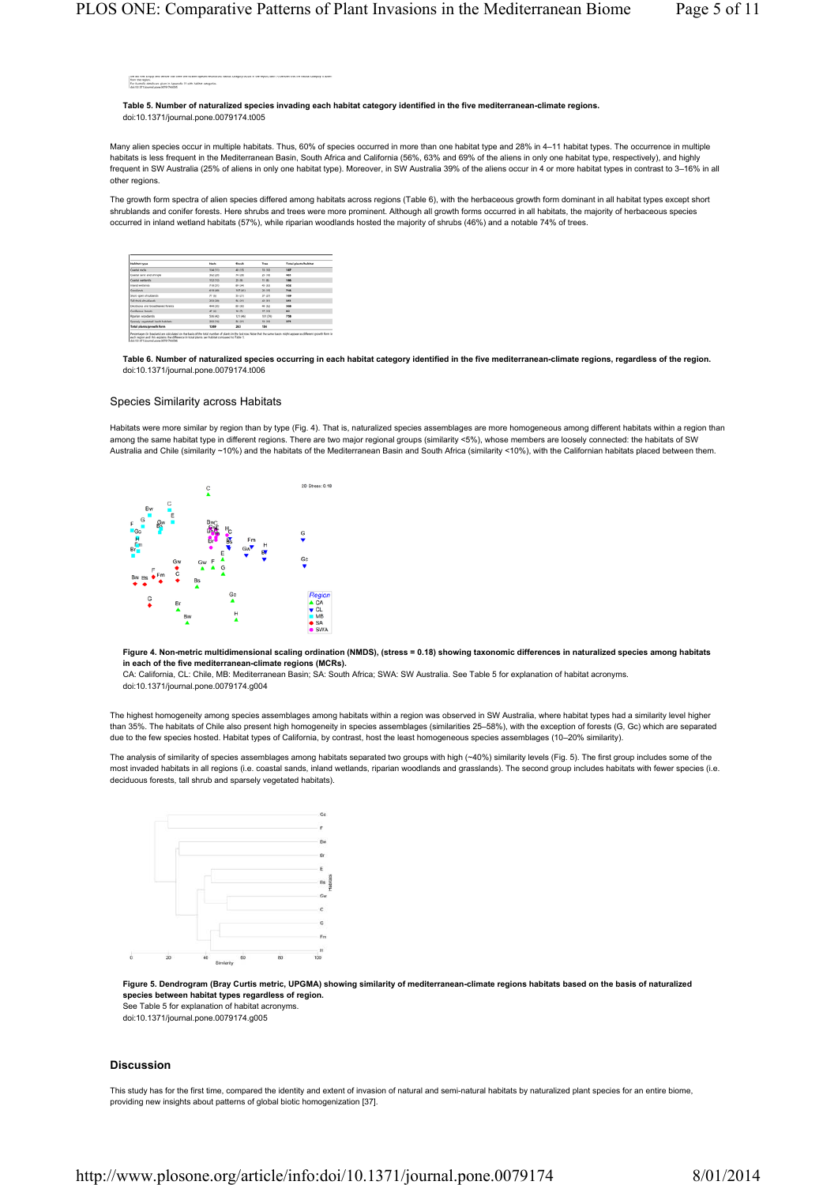**Table 5. Number of naturalized species invading each habitat category identified in the five mediterranean-climate regions.**
doi:10.1371/journal.pone.0079174.t005

Many alien species occur in multiple habitats. Thus, 60% of species occurred in more than one habitat type and 28% in 4–11 habitat types. The occurrence in multiple habitats is less frequent in the Mediterranean Basin, South Africa and California (56%, 63% and 69% of the aliens in only one habitat type, respectively), and highly frequent in SW Australia (25% of aliens in only one habitat type). Moreover, in SW Australia 39% of the aliens occur in 4 or more habitat types in contrast to 3–16% in all other regions.

The growth form spectra of alien species differed among habitats across regions (Table 6), with the herbaceous growth form dominant in all habitat types except short shrublands and conifer forests. Here shrubs and trees were more prominent. Although all growth forms occurred in all habitats, the majority of herbaceous species occurred in inland wetland habitats (57%), while riparian woodlands hosted the majority of shrubs (46%) and a notable 74% of trees.

| Habitat type | Herb | Shrub | Tree | Total plants/habitat |
|---|---|---|---|---|
| Coastal rocks | 154 (11) | 48 (17) | 15 (10) | 187 |
| Coastal sand and shingle | 362 (29) | 99 (35) | 24 (16) | 461 |
| Coastal wetlands | 152 (12) | 23 (8) | 11 (8) | 186 |
| Inland wetlands | 718 (57) | 89 (34) | 45 (32) | 852 |
| Grasslands | 610 (48) | 107 (41) | 29 (19) | 746 |
| Short open shrublands | 77 (6) | 35 (21) | 27 (27) | 139 |
| Tall thick shrublands | 319 (26) | 96 (37) | 42 (31) | 441 |
| Deciduous and broadleaved forests | 404 (33) | 80 (30) | 48 (32) | 508 |
| Coniferous forests | 41 (3) | 18 (7) | 17 (11) | 62 |
| Riparian woodlands | 508 (42) | 121 (46) | 101 (74) | 730 |
| Sparsely vegetated (earth habitats) | 400 (33) | 96 (37) | 15 (10) | 511 |
| **Total plants/growth form** | **1209** | **263** | **136** | |

Percentages (in brackets) are calculated on the basis of the total number of plants in the last row. Note that the same taxon might appear as different growth form in each region and this explains the difference in total plants per habitat compared to Table 5.
doi:10.1371/journal.pone.0079174.t006

**Table 6. Number of naturalized species occurring in each habitat category identified in the five mediterranean-climate regions, regardless of the region.**
doi:10.1371/journal.pone.0079174.t006

## Species Similarity across Habitats

Habitats were more similar by region than by type (Fig. 4). That is, naturalized species assemblages are more homogeneous among different habitats within a region than among the same habitat type in different regions. There are two major regional groups (similarity <5%), whose members are loosely connected: the habitats of SW Australia and Chile (similarity ~10%) and the habitats of the Mediterranean Basin and South Africa (similarity <10%), with the Californian habitats placed between them.

**Figure 4. Non-metric multidimensional scaling ordination (NMDS), (stress = 0.18) showing taxonomic differences in naturalized species among habitats in each of the five mediterranean-climate regions (MCRs).**
CA: California, CL: Chile, MB: Mediterranean Basin; SA: South Africa; SWA: SW Australia. See Table 5 for explanation of habitat acronyms.
doi:10.1371/journal.pone.0079174.g004

The highest homogeneity among species assemblages among habitats within a region was observed in SW Australia, where habitat types had a similarity level higher than 35%. The habitats of Chile also present high homogeneity in species assemblages (similarities 25–58%), with the exception of forests (G, Gc) which are separated due to the few species hosted. Habitat types of California, by contrast, host the least homogeneous species assemblages (10–20% similarity).

The analysis of similarity of species assemblages among habitats separated two groups with high (~40%) similarity levels (Fig. 5). The first group includes some of the most invaded habitats in all regions (i.e. coastal sands, inland wetlands, riparian woodlands and grasslands). The second group includes habitats with fewer species (i.e. deciduous forests, tall shrub and sparsely vegetated habitats).

**Figure 5. Dendrogram (Bray Curtis metric, UPGMA) showing similarity of mediterranean-climate regions habitats based on the basis of naturalized species between habitat types regardless of region.**
See Table 5 for explanation of habitat acronyms.
doi:10.1371/journal.pone.0079174.g005

## Discussion

This study has for the first time, compared the identity and extent of invasion of natural and semi-natural habitats by naturalized plant species for an entire biome, providing new insights about patterns of global biotic homogenization [37].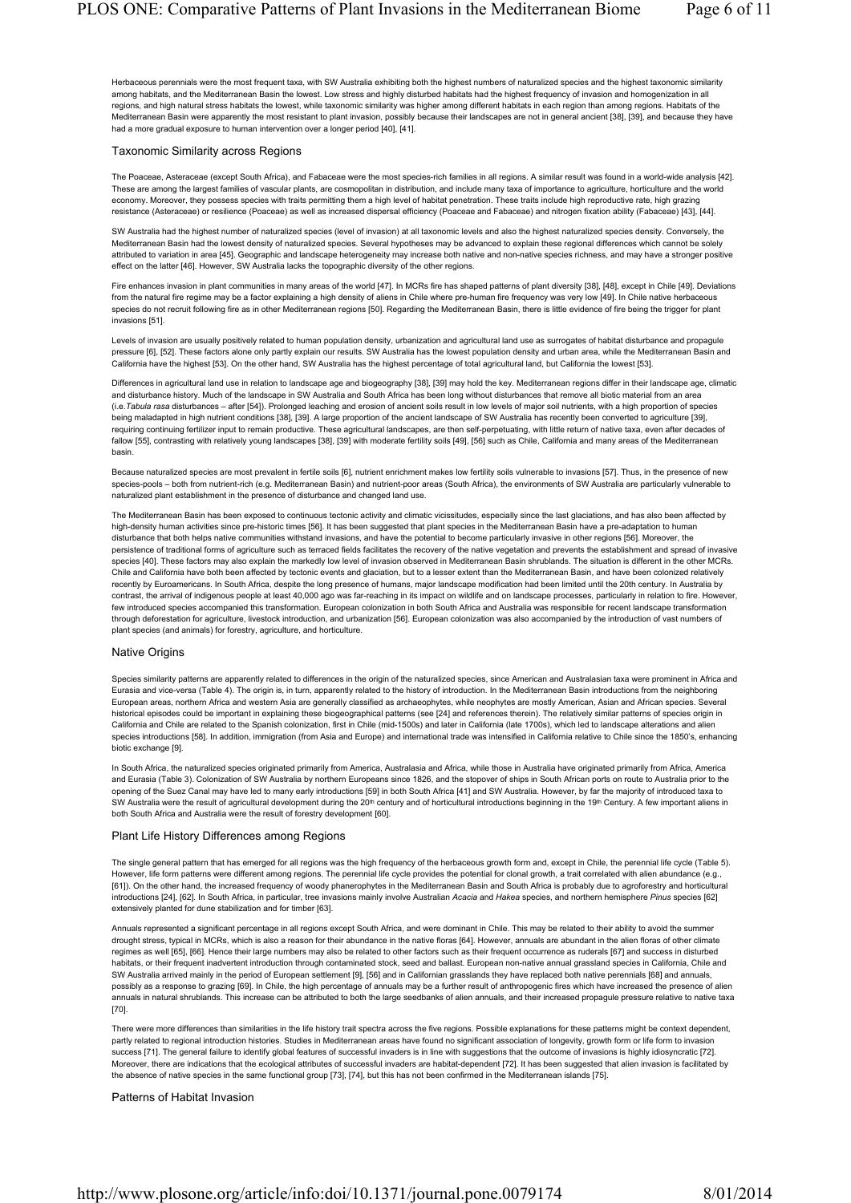Herbaceous perennials were the most frequent taxa, with SW Australia exhibiting both the highest numbers of naturalized species and the highest taxonomic similarity among habitats, and the Mediterranean Basin the lowest. Low stress and highly disturbed habitats had the highest frequency of invasion and homogenization in all regions, and high natural stress habitats the lowest, while taxonomic similarity was higher among different habitats in each region than among regions. Habitats of the Mediterranean Basin were apparently the most resistant to plant invasion, possibly because their landscapes are not in general ancient [38], [39], and because they have had a more gradual exposure to human intervention over a longer period [40], [41].

## Taxonomic Similarity across Regions

The Poaceae, Asteraceae (except South Africa), and Fabaceae were the most species-rich families in all regions. A similar result was found in a world-wide analysis [42]. These are among the largest families of vascular plants, are cosmopolitan in distribution, and include many taxa of importance to agriculture, horticulture and the world economy. Moreover, they possess species with traits permitting them a high level of habitat penetration. These traits include high reproductive rate, high grazing resistance (Asteraceae) or resilience (Poaceae) as well as increased dispersal efficiency (Poaceae and Fabaceae) and nitrogen fixation ability (Fabaceae) [43], [44].

SW Australia had the highest number of naturalized species (level of invasion) at all taxonomic levels and also the highest naturalized species density. Conversely, the Mediterranean Basin had the lowest density of naturalized species. Several hypotheses may be advanced to explain these regional differences which cannot be solely attributed to variation in area [45]. Geographic and landscape heterogeneity may increase both native and non-native species richness, and may have a stronger positive effect on the latter [46]. However, SW Australia lacks the topographic diversity of the other regions.

Fire enhances invasion in plant communities in many areas of the world [47]. In MCRs fire has shaped patterns of plant diversity [38], [48], except in Chile [49]. Deviations from the natural fire regime may be a factor explaining a high density of aliens in Chile where pre-human fire frequency was very low [49]. In Chile native herbaceous species do not recruit following fire as in other Mediterranean regions [50]. Regarding the Mediterranean Basin, there is little evidence of fire being the trigger for plant invasions [51].

Levels of invasion are usually positively related to human population density, urbanization and agricultural land use as surrogates of habitat disturbance and propagule pressure [6], [52]. These factors alone only partly explain our results. SW Australia has the lowest population density and urban area, while the Mediterranean Basin and California have the highest [53]. On the other hand, SW Australia has the highest percentage of total agricultural land, but California the lowest [53].

Differences in agricultural land use in relation to landscape age and biogeography [38], [39] may hold the key. Mediterranean regions differ in their landscape age, climatic and disturbance history. Much of the landscape in SW Australia and South Africa has been long without disturbances that remove all biotic material from an area (i.e. *Tabula rasa* disturbances – after [54]). Prolonged leaching and erosion of ancient soils result in low levels of major soil nutrients, with a high proportion of species being maladapted in high nutrient conditions [38], [39]. A large proportion of the ancient landscape of SW Australia has recently been converted to agriculture [39], requiring continuing fertilizer input to remain productive. These agricultural landscapes, are then self-perpetuating, with little return of native taxa, even after decades of fallow [55], contrasting with relatively young landscapes [38], [39] with moderate fertility soils [49], [56] such as Chile, California and many areas of the Mediterranean basin.

Because naturalized species are most prevalent in fertile soils [6], nutrient enrichment makes low fertility soils vulnerable to invasions [57]. Thus, in the presence of new species-pools – both from nutrient-rich (e.g. Mediterranean Basin) and nutrient-poor areas (South Africa), the environments of SW Australia are particularly vulnerable to naturalized plant establishment in the presence of disturbance and changed land use.

The Mediterranean Basin has been exposed to continuous tectonic activity and climatic vicissitudes, especially since the last glaciations, and has also been affected by high-density human activities since pre-historic times [56]. It has been suggested that plant species in the Mediterranean Basin have a pre-adaptation to human disturbance that both helps native communities withstand invasions, and have the potential to become particularly invasive in other regions [56]. Moreover, the persistence of traditional forms of agriculture such as terraced fields facilitates the recovery of the native vegetation and prevents the establishment and spread of invasive species [40]. These factors may also explain the markedly low level of invasion observed in Mediterranean Basin shrublands. The situation is different in the other MCRs. Chile and California have both been affected by tectonic events and glaciation, but to a lesser extent than the Mediterranean Basin, and have been colonized relatively recently by Euroamericans. In South Africa, despite the long presence of humans, major landscape modification had been limited until the 20th century. In Australia by contrast, the arrival of indigenous people at least 40,000 ago was far-reaching in its impact on wildlife and on landscape processes, particularly in relation to fire. However, few introduced species accompanied this transformation. European colonization in both South Africa and Australia was responsible for recent landscape transformation through deforestation for agriculture, livestock introduction, and urbanization [56]. European colonization was also accompanied by the introduction of vast numbers of plant species (and animals) for forestry, agriculture, and horticulture.

## Native Origins

Species similarity patterns are apparently related to differences in the origin of the naturalized species, since American and Australasian taxa were prominent in Africa and Eurasia and vice-versa (Table 4). The origin is, in turn, apparently related to the history of introduction. In the Mediterranean Basin introductions from the neighboring European areas, northern Africa and western Asia are generally classified as archaeophytes, while neophytes are mostly American, Asian and African species. Several historical episodes could be important in explaining these biogeographical patterns (see [24] and references therein). The relatively similar patterns of species origin in California and Chile are related to the Spanish colonization, first in Chile (mid-1500s) and later in California (late 1700s), which led to landscape alterations and alien species introductions [58]. In addition, immigration (from Asia and Europe) and international trade was intensified in California relative to Chile since the 1850's, enhancing biotic exchange [9].

In South Africa, the naturalized species originated primarily from America, Australasia and Africa, while those in Australia have originated primarily from Africa, America and Eurasia (Table 3). Colonization of SW Australia by northern Europeans since 1826, and the stopover of ships in South African ports on route to Australia prior to the opening of the Suez Canal may have led to many early introductions [59] in both South Africa [41] and SW Australia. However, by far the majority of introduced taxa to SW Australia were the result of agricultural development during the 20th century and of horticultural introductions beginning in the 19th Century. A few important aliens in both South Africa and Australia were the result of forestry development [60].

## Plant Life History Differences among Regions

The single general pattern that has emerged for all regions was the high frequency of the herbaceous growth form and, except in Chile, the perennial life cycle (Table 5). However, life form patterns were different among regions. The perennial life cycle provides the potential for clonal growth, a trait correlated with alien abundance (e.g., [61]). On the other hand, the increased frequency of woody phanerophytes in the Mediterranean Basin and South Africa is probably due to agroforestry and horticultural introductions [24], [62]. In South Africa, in particular, tree invasions mainly involve Australian *Acacia* and *Hakea* species, and northern hemisphere *Pinus* species [62] extensively planted for dune stabilization and for timber [63].

Annuals represented a significant percentage in all regions except South Africa, and were dominant in Chile. This may be related to their ability to avoid the summer drought stress, typical in MCRs, which is also a reason for their abundance in the native floras [64]. However, annuals are abundant in the alien floras of other climate regimes as well [65], [66]. Hence their large numbers may also be related to other factors such as their frequent occurrence as ruderals [67] and success in disturbed habitats, or their frequent inadvertent introduction through contaminated stock, seed and ballast. European non-native annual grassland species in California, Chile and SW Australia arrived mainly in the period of European settlement [9], [56] and in Californian grasslands they have replaced both native perennials [68] and annuals, possibly as a response to grazing [69]. In Chile, the high percentage of annuals may be a further result of anthropogenic fires which have increased the presence of alien annuals in natural shrublands. This increase can be attributed to both the large seedbanks of alien annuals, and their increased propagule pressure relative to native taxa [70].

There were more differences than similarities in the life history trait spectra across the five regions. Possible explanations for these patterns might be context dependent, partly related to regional introduction histories. Studies in Mediterranean areas have found no significant association of longevity, growth form or life form to invasion success [71]. The general failure to identify global features of successful invaders is in line with suggestions that the outcome of invasions is highly idiosyncratic [72]. Moreover, there are indications that the ecological attributes of successful invaders are habitat-dependent [72]. It has been suggested that alien invasion is facilitated by the absence of native species in the same functional group [73], [74], but this has not been confirmed in the Mediterranean islands [75].

## Patterns of Habitat Invasion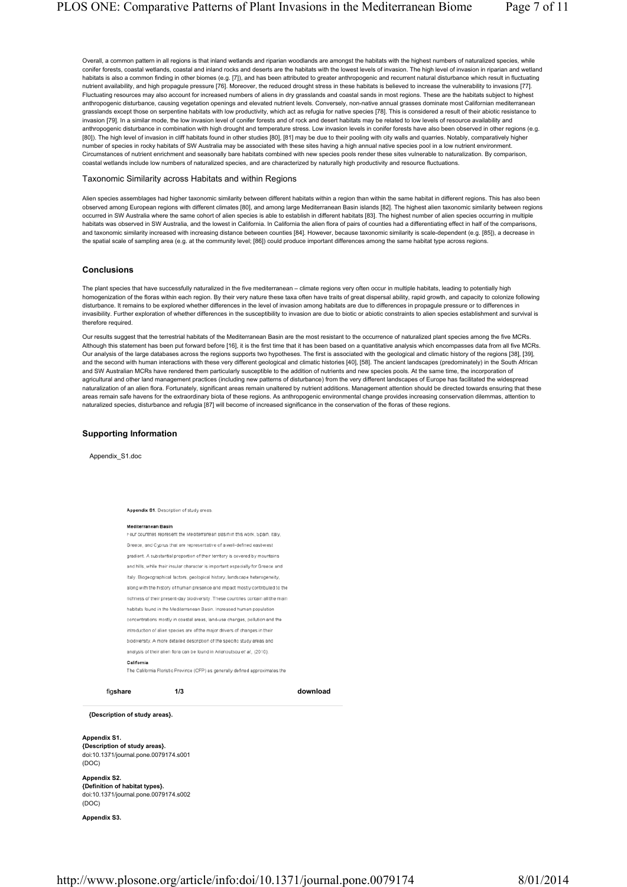Overall, a common pattern in all regions is that inland wetlands and riparian woodlands are amongst the habitats with the highest numbers of naturalized species, while conifer forests, coastal wetlands, coastal and inland rocks and deserts are the habitats with the lowest levels of invasion. The high level of invasion in riparian and wetland habitats is also a common finding in other biomes (e.g. [7]), and has been attributed to greater anthropogenic and recurrent natural disturbance which result in fluctuating nutrient availability, and high propagule pressure [76]. Moreover, the reduced drought stress in these habitats is believed to increase the vulnerability to invasions [77]. Fluctuating resources may also account for increased numbers of aliens in dry grasslands and coastal sands in most regions. These are the habitats subject to highest anthropogenic disturbance, causing vegetation openings and elevated nutrient levels. Conversely, non-native annual grasses dominate most Californian mediterranean grasslands except those on serpentine habitats with low productivity, which act as refugia for native species [78]. This is considered a result of their abiotic resistance to invasion [79]. In a similar mode, the low invasion level of conifer forests and of rock and desert habitats may be related to low levels of resource availability and anthropogenic disturbance in combination with high drought and temperature stress. Low invasion levels in conifer forests have also been observed in other regions (e.g. [80]). The high level of invasion in cliff habitats found in other studies [80], [81] may be due to their pooling with city walls and quarries. Notably, comparatively higher number of species in rocky habitats of SW Australia may be associated with these sites having a high annual native species pool in a low nutrient environment. Circumstances of nutrient enrichment and seasonally bare habitats combined with new species pools render these sites vulnerable to naturalization. By comparison, coastal wetlands include low numbers of naturalized species, and are characterized by naturally high productivity and resource fluctuations.

### Taxonomic Similarity across Habitats and within Regions

Alien species assemblages had higher taxonomic similarity between different habitats within a region than within the same habitat in different regions. This has also been observed among European regions with different climates [80], and among large Mediterranean Basin islands [82]. The highest alien taxonomic similarity between regions occurred in SW Australia where the same cohort of alien species is able to establish in different habitats [83]. The highest number of alien species occurring in multiple habitats was observed in SW Australia, and the lowest in California. In California the alien flora of pairs of counties had a differentiating effect in half of the comparisons, and taxonomic similarity increased with increasing distance between counties [84]. However, because taxonomic similarity is scale-dependent (e.g. [85]), a decrease in the spatial scale of sampling area (e.g. at the community level; [86]) could produce important differences among the same habitat type across regions.

## Conclusions

The plant species that have successfully naturalized in the five mediterranean – climate regions very often occur in multiple habitats, leading to potentially high homogenization of the floras within each region. By their very nature these taxa often have traits of great dispersal ability, rapid growth, and capacity to colonize following disturbance. It remains to be explored whether differences in the level of invasion among habitats are due to differences in propagule pressure or to differences in invasibility. Further exploration of whether differences in the susceptibility to invasion are due to biotic or abiotic constraints to alien species establishment and survival is therefore required.

Our results suggest that the terrestrial habitats of the Mediterranean Basin are the most resistant to the occurrence of naturalized plant species among the five MCRs. Although this statement has been put forward before [16], it is the first time that it has been based on a quantitative analysis which encompasses data from all five MCRs. Our analysis of the large databases across the regions supports two hypotheses. The first is associated with the geological and climatic history of the regions [38], [39], and the second with human interactions with these very different geological and climatic histories [40], [58]. The ancient landscapes (predominately) in the South African and SW Australian MCRs have rendered them particularly susceptible to the addition of nutrients and new species pools. At the same time, the incorporation of agricultural and other land management practices (including new patterns of disturbance) from the very different landscapes of Europe has facilitated the widespread naturalization of an alien flora. Fortunately, significant areas remain unaltered by nutrient additions. Management attention should be directed towards ensuring that these areas remain safe havens for the extraordinary biota of these regions. As anthropogenic environmental change provides increasing conservation dilemmas, attention to naturalized species, disturbance and refugia [87] will become of increased significance in the conservation of the floras of these regions.

## Supporting Information

Appendix_S1.doc

**Appendix S1.** Description of study areas.

**Mediterranean Basin**

Four countries represent the Mediterranean Basin in this work: Spain, Italy, Greece, and Cyprus that are representative of a well-defined east-west gradient. A substantial proportion of their territory is covered by mountains and hills, while their insular character is important especially for Greece and Italy. Biogeographical factors, geological history, landscape heterogeneity, along with the history of human presence and impact mostly contributed to the richness of their present-day biodiversity. These countries contain all the main habitats found in the Mediterranean Basin. Increased human population concentrations mostly in coastal areas, land-use changes, pollution and the introduction of alien species are of the major drivers of changes in their biodiversity. A more detailed description of the specific study areas and analysis of their alien flora can be found in Arianoutsou et al., (2010).

**California**

The California Floristic Province (CFP) as generally defined approximates the

figshare 1/3 download

**{Description of study areas}.**

**Appendix S1.**
**{Description of study areas}.**
doi:10.1371/journal.pone.0079174.s001
(DOC)

**Appendix S2.**
**{Definition of habitat types}.**
doi:10.1371/journal.pone.0079174.s002
(DOC)

**Appendix S3.**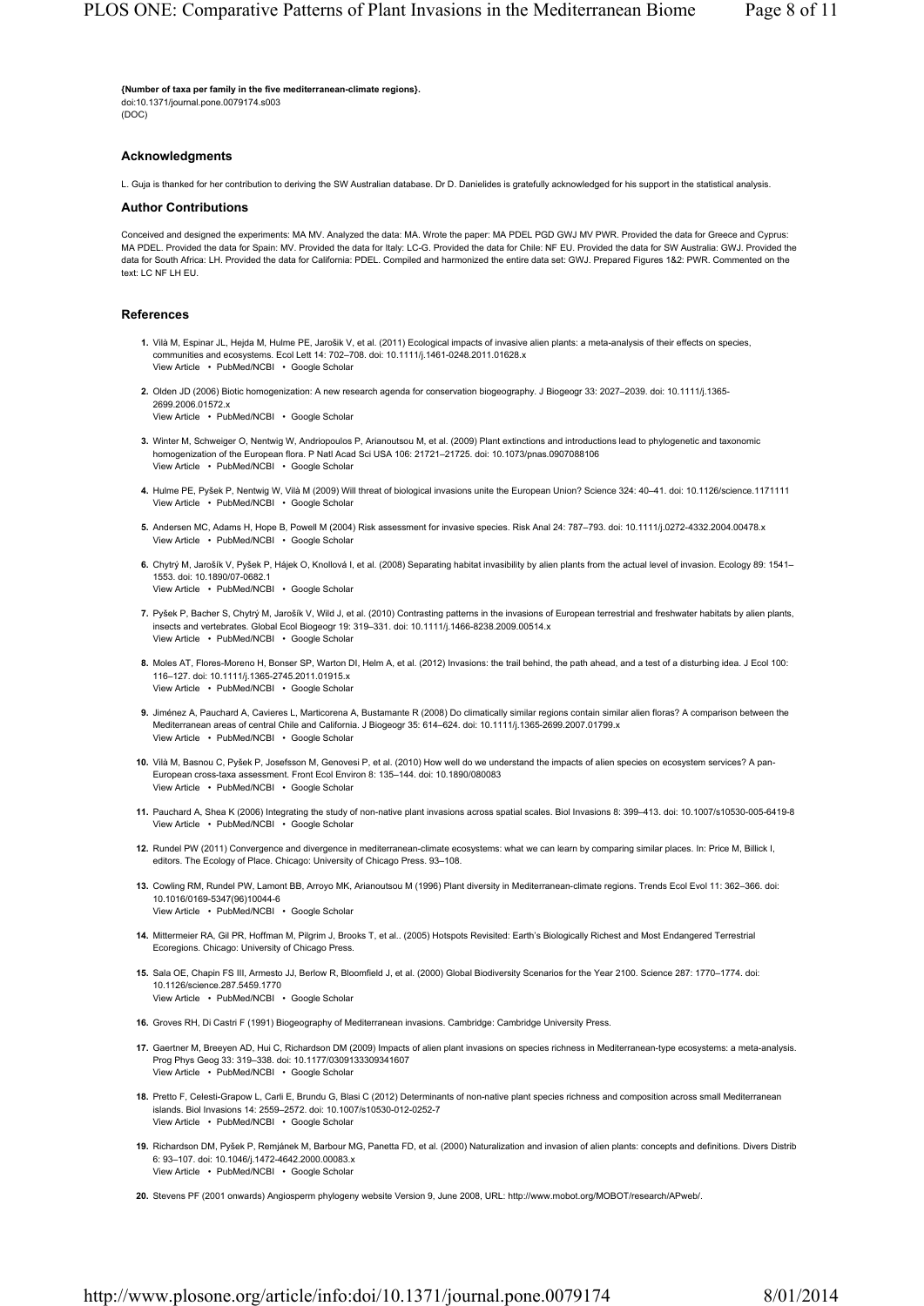**{Number of taxa per family in the five mediterranean-climate regions}.**
doi:10.1371/journal.pone.0079174.s003
(DOC)

## Acknowledgments

L. Guja is thanked for her contribution to deriving the SW Australian database. Dr D. Danielides is gratefully acknowledged for his support in the statistical analysis.

## Author Contributions

Conceived and designed the experiments: MA MV. Analyzed the data: MA. Wrote the paper: MA PDEL PGD GWJ MV PWR. Provided the data for Greece and Cyprus: MA PDEL. Provided the data for Spain: MV. Provided the data for Italy: LC-G. Provided the data for Chile: NF EU. Provided the data for SW Australia: GWJ. Provided the data for South Africa: LH. Provided the data for California: PDEL. Compiled and harmonized the entire data set: GWJ. Prepared Figures 1&2: PWR. Commented on the text: LC NF LH EU.

## References

1. Vilà M, Espinar JL, Hejda M, Hulme PE, Jarošík V, et al. (2011) Ecological impacts of invasive alien plants: a meta-analysis of their effects on species, communities and ecosystems. Ecol Lett 14: 702–708. doi: 10.1111/j.1461-0248.2011.01628.x
   View Article • PubMed/NCBI • Google Scholar

2. Olden JD (2006) Biotic homogenization: A new research agenda for conservation biogeography. J Biogeogr 33: 2027–2039. doi: 10.1111/j.1365-2699.2006.01572.x
   View Article • PubMed/NCBI • Google Scholar

3. Winter M, Schweiger O, Nentwig W, Andriopoulos P, Arianoutsou M, et al. (2009) Plant extinctions and introductions lead to phylogenetic and taxonomic homogenization of the European flora. P Natl Acad Sci USA 106: 21721–21725. doi: 10.1073/pnas.0907088106
   View Article • PubMed/NCBI • Google Scholar

4. Hulme PE, Pyšek P, Nentwig W, Vilà M (2009) Will threat of biological invasions unite the European Union? Science 324: 40–41. doi: 10.1126/science.1171111
   View Article • PubMed/NCBI • Google Scholar

5. Andersen MC, Adams H, Hope B, Powell M (2004) Risk assessment for invasive species. Risk Anal 24: 787–793. doi: 10.1111/j.0272-4332.2004.00478.x
   View Article • PubMed/NCBI • Google Scholar

6. Chytrý M, Jarošík V, Pyšek P, Hájek O, Knollová I, et al. (2008) Separating habitat invasibility by alien plants from the actual level of invasion. Ecology 89: 1541–1553. doi: 10.1890/07-0682.1
   View Article • PubMed/NCBI • Google Scholar

7. Pyšek P, Bacher S, Chytrý M, Jarošík V, Wild J, et al. (2010) Contrasting patterns in the invasions of European terrestrial and freshwater habitats by alien plants, insects and vertebrates. Global Ecol Biogeogr 19: 319–331. doi: 10.1111/j.1466-8238.2009.00514.x
   View Article • PubMed/NCBI • Google Scholar

8. Moles AT, Flores-Moreno H, Bonser SP, Warton DI, Helm A, et al. (2012) Invasions: the trail behind, the path ahead, and a test of a disturbing idea. J Ecol 100: 116–127. doi: 10.1111/j.1365-2745.2011.01915.x
   View Article • PubMed/NCBI • Google Scholar

9. Jiménez A, Pauchard A, Cavieres L, Marticorena A, Bustamante R (2008) Do climatically similar regions contain similar alien floras? A comparison between the Mediterranean areas of central Chile and California. J Biogeogr 35: 614–624. doi: 10.1111/j.1365-2699.2007.01799.x
   View Article • PubMed/NCBI • Google Scholar

10. Vilà M, Basnou C, Pyšek P, Josefsson M, Genovesi P, et al. (2010) How well do we understand the impacts of alien species on ecosystem services? A pan-European cross-taxa assessment. Front Ecol Environ 8: 135–144. doi: 10.1890/080083
    View Article • PubMed/NCBI • Google Scholar

11. Pauchard A, Shea K (2006) Integrating the study of non-native plant invasions across spatial scales. Biol Invasions 8: 399–413. doi: 10.1007/s10530-005-6419-8
    View Article • PubMed/NCBI • Google Scholar

12. Rundel PW (2011) Convergence and divergence in mediterranean-climate ecosystems: what we can learn by comparing similar places. In: Price M, Billick I, editors. The Ecology of Place. Chicago: University of Chicago Press. 93–108.

13. Cowling RM, Rundel PW, Lamont BB, Arroyo MK, Arianoutsou M (1996) Plant diversity in Mediterranean-climate regions. Trends Ecol Evol 11: 362–366. doi: 10.1016/0169-5347(96)10044-6
    View Article • PubMed/NCBI • Google Scholar

14. Mittermeier RA, Gil PR, Hoffman M, Pilgrim J, Brooks T, et al.. (2005) Hotspots Revisited: Earth's Biologically Richest and Most Endangered Terrestrial Ecoregions. Chicago: University of Chicago Press.

15. Sala OE, Chapin FS III, Armesto JJ, Berlow R, Bloomfield J, et al. (2000) Global Biodiversity Scenarios for the Year 2100. Science 287: 1770–1774. doi: 10.1126/science.287.5459.1770
    View Article • PubMed/NCBI • Google Scholar

16. Groves RH, Di Castri F (1991) Biogeography of Mediterranean invasions. Cambridge: Cambridge University Press.

17. Gaertner M, Breeyen AD, Hui C, Richardson DM (2009) Impacts of alien plant invasions on species richness in Mediterranean-type ecosystems: a meta-analysis. Prog Phys Geog 33: 319–338. doi: 10.1177/0309133309341607
    View Article • PubMed/NCBI • Google Scholar

18. Pretto F, Celesti-Grapow L, Carli E, Brundu G, Blasi C (2012) Determinants of non-native plant species richness and composition across small Mediterranean islands. Biol Invasions 14: 2559–2572. doi: 10.1007/s10530-012-0252-7
    View Article • PubMed/NCBI • Google Scholar

19. Richardson DM, Pyšek P, Rejmánek M, Barbour MG, Panetta FD, et al. (2000) Naturalization and invasion of alien plants: concepts and definitions. Divers Distrib 6: 93–107. doi: 10.1046/j.1472-4642.2000.00083.x
    View Article • PubMed/NCBI • Google Scholar

20. Stevens PF (2001 onwards) Angiosperm phylogeny website Version 9, June 2008, URL: http://www.mobot.org/MOBOT/research/APweb/.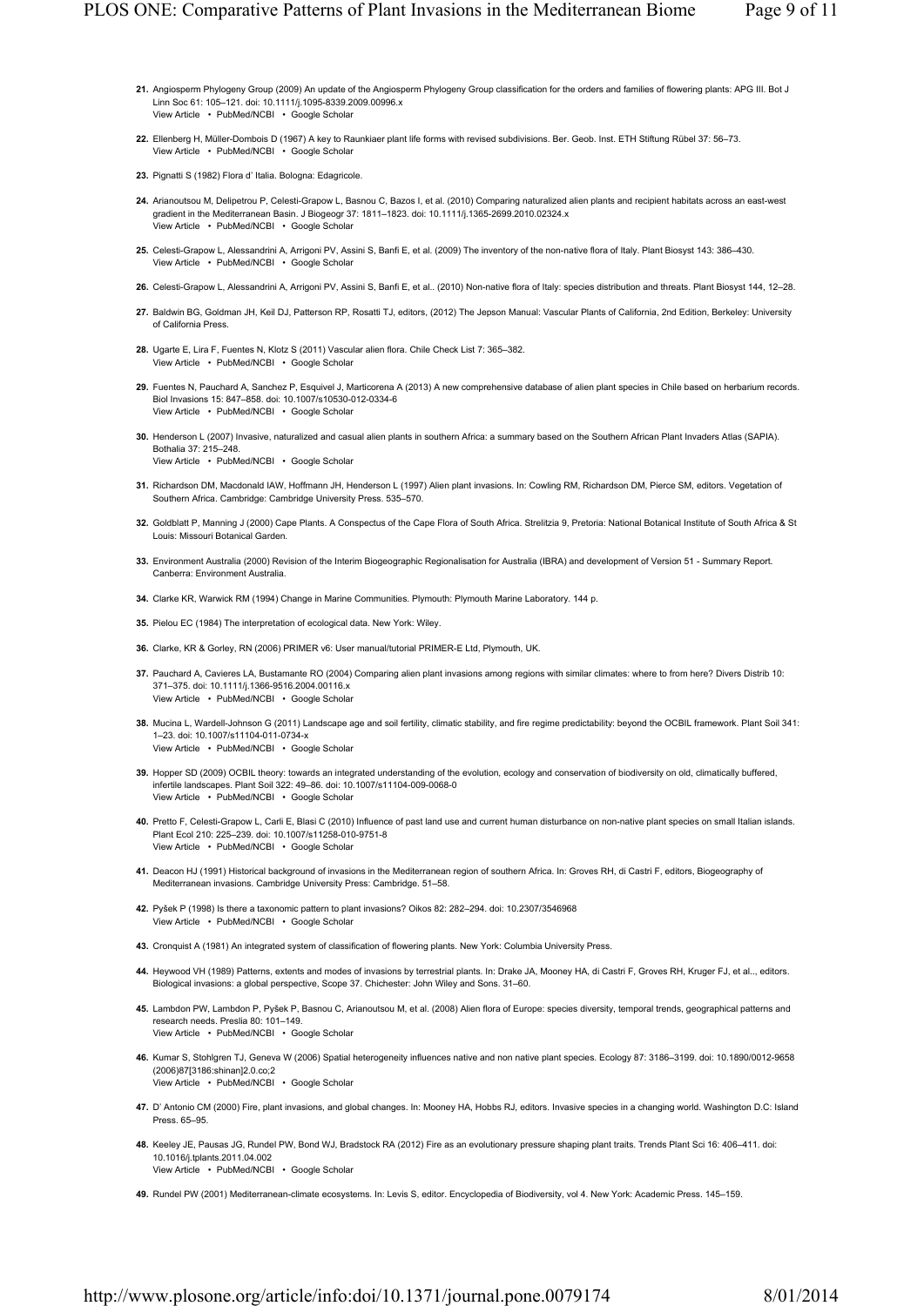21. Angiosperm Phylogeny Group (2009) An update of the Angiosperm Phylogeny Group classification for the orders and families of flowering plants: APG III. Bot J Linn Soc 61: 105–121. doi: 10.1111/j.1095-8339.2009.00996.x
View Article • PubMed/NCBI • Google Scholar

22. Ellenberg H, Müller-Dombois D (1967) A key to Raunkiaer plant life forms with revised subdivisions. Ber. Geob. Inst. ETH Stiftung Rübel 37: 56–73.
View Article • PubMed/NCBI • Google Scholar

23. Pignatti S (1982) Flora d' Italia. Bologna: Edagricole.

24. Arianoutsou M, Delipetrou P, Celesti-Grapow L, Basnou C, Bazos I, et al. (2010) Comparing naturalized alien plants and recipient habitats across an east-west gradient in the Mediterranean Basin. J Biogeogr 37: 1811–1823. doi: 10.1111/j.1365-2699.2010.02324.x
View Article • PubMed/NCBI • Google Scholar

25. Celesti-Grapow L, Alessandrini A, Arrigoni PV, Assini S, Banfi E, et al. (2009) The inventory of the non-native flora of Italy. Plant Biosyst 143: 386–430.
View Article • PubMed/NCBI • Google Scholar

26. Celesti-Grapow L, Alessandrini A, Arrigoni PV, Assini S, Banfi E, et al.. (2010) Non-native flora of Italy: species distribution and threats. Plant Biosyst 144, 12–28.

27. Baldwin BG, Goldman JH, Keil DJ, Patterson RP, Rosatti TJ, editors, (2012) The Jepson Manual: Vascular Plants of California, 2nd Edition, Berkeley: University of California Press.

28. Ugarte E, Lira F, Fuentes N, Klotz S (2011) Vascular alien flora. Chile Check List 7: 365–382.
View Article • PubMed/NCBI • Google Scholar

29. Fuentes N, Pauchard A, Sanchez P, Esquivel J, Marticorena A (2013) A new comprehensive database of alien plant species in Chile based on herbarium records. Biol Invasions 15: 847–858. doi: 10.1007/s10530-012-0334-6
View Article • PubMed/NCBI • Google Scholar

30. Henderson L (2007) Invasive, naturalized and casual alien plants in southern Africa: a summary based on the Southern African Plant Invaders Atlas (SAPIA). Bothalia 37: 215–248.
View Article • PubMed/NCBI • Google Scholar

31. Richardson DM, Macdonald IAW, Hoffmann JH, Henderson L (1997) Alien plant invasions. In: Cowling RM, Richardson DM, Pierce SM, editors. Vegetation of Southern Africa. Cambridge: Cambridge University Press. 535–570.

32. Goldblatt P, Manning J (2000) Cape Plants. A Conspectus of the Cape Flora of South Africa. Strelitzia 9, Pretoria: National Botanical Institute of South Africa & St Louis: Missouri Botanical Garden.

33. Environment Australia (2000) Revision of the Interim Biogeographic Regionalisation for Australia (IBRA) and development of Version 51 - Summary Report. Canberra: Environment Australia.

34. Clarke KR, Warwick RM (1994) Change in Marine Communities. Plymouth: Plymouth Marine Laboratory. 144 p.

35. Pielou EC (1984) The interpretation of ecological data. New York: Wiley.

36. Clarke, KR & Gorley, RN (2006) PRIMER v6: User manual/tutorial PRIMER-E Ltd, Plymouth, UK.

37. Pauchard A, Cavieres LA, Bustamante RO (2004) Comparing alien plant invasions among regions with similar climates: where to from here? Divers Distrib 10: 371–375. doi: 10.1111/j.1366-9516.2004.00116.x
View Article • PubMed/NCBI • Google Scholar

38. Mucina L, Wardell-Johnson G (2011) Landscape age and soil fertility, climatic stability, and fire regime predictability: beyond the OCBIL framework. Plant Soil 341: 1–23. doi: 10.1007/s11104-011-0734-x
View Article • PubMed/NCBI • Google Scholar

39. Hopper SD (2009) OCBIL theory: towards an integrated understanding of the evolution, ecology and conservation of biodiversity on old, climatically buffered, infertile landscapes. Plant Soil 322: 49–86. doi: 10.1007/s11104-009-0068-0
View Article • PubMed/NCBI • Google Scholar

40. Pretto F, Celesti-Grapow L, Carli E, Blasi C (2010) Influence of past land use and current human disturbance on non-native plant species on small Italian islands. Plant Ecol 210: 225–239. doi: 10.1007/s11258-010-9751-8
View Article • PubMed/NCBI • Google Scholar

41. Deacon HJ (1991) Historical background of invasions in the Mediterranean region of southern Africa. In: Groves RH, di Castri F, editors, Biogeography of Mediterranean invasions. Cambridge University Press: Cambridge. 51–58.

42. Pyšek P (1998) Is there a taxonomic pattern to plant invasions? Oikos 82: 282–294. doi: 10.2307/3546968
View Article • PubMed/NCBI • Google Scholar

43. Cronquist A (1981) An integrated system of classification of flowering plants. New York: Columbia University Press.

44. Heywood VH (1989) Patterns, extents and modes of invasions by terrestrial plants. In: Drake JA, Mooney HA, di Castri F, Groves RH, Kruger FJ, et al.., editors. Biological invasions: a global perspective, Scope 37. Chichester: John Wiley and Sons. 31–60.

45. Lambdon PW, Lambdon P, Pyšek P, Basnou C, Arianoutsou M, et al. (2008) Alien flora of Europe: species diversity, temporal trends, geographical patterns and research needs. Preslia 80: 101–149.
View Article • PubMed/NCBI • Google Scholar

46. Kumar S, Stohlgren TJ, Geneva W (2006) Spatial heterogeneity influences native and non native plant species. Ecology 87: 3186–3199. doi: 10.1890/0012-9658 (2006)87[3186:shinan]2.0.co;2
View Article • PubMed/NCBI • Google Scholar

47. D' Antonio CM (2000) Fire, plant invasions, and global changes. In: Mooney HA, Hobbs RJ, editors. Invasive species in a changing world. Washington D.C: Island Press. 65–95.

48. Keeley JE, Pausas JG, Rundel PW, Bond WJ, Bradstock RA (2012) Fire as an evolutionary pressure shaping plant traits. Trends Plant Sci 16: 406–411. doi: 10.1016/j.tplants.2011.04.002
View Article • PubMed/NCBI • Google Scholar

49. Rundel PW (2001) Mediterranean-climate ecosystems. In: Levis S, editor. Encyclopedia of Biodiversity, vol 4. New York: Academic Press. 145–159.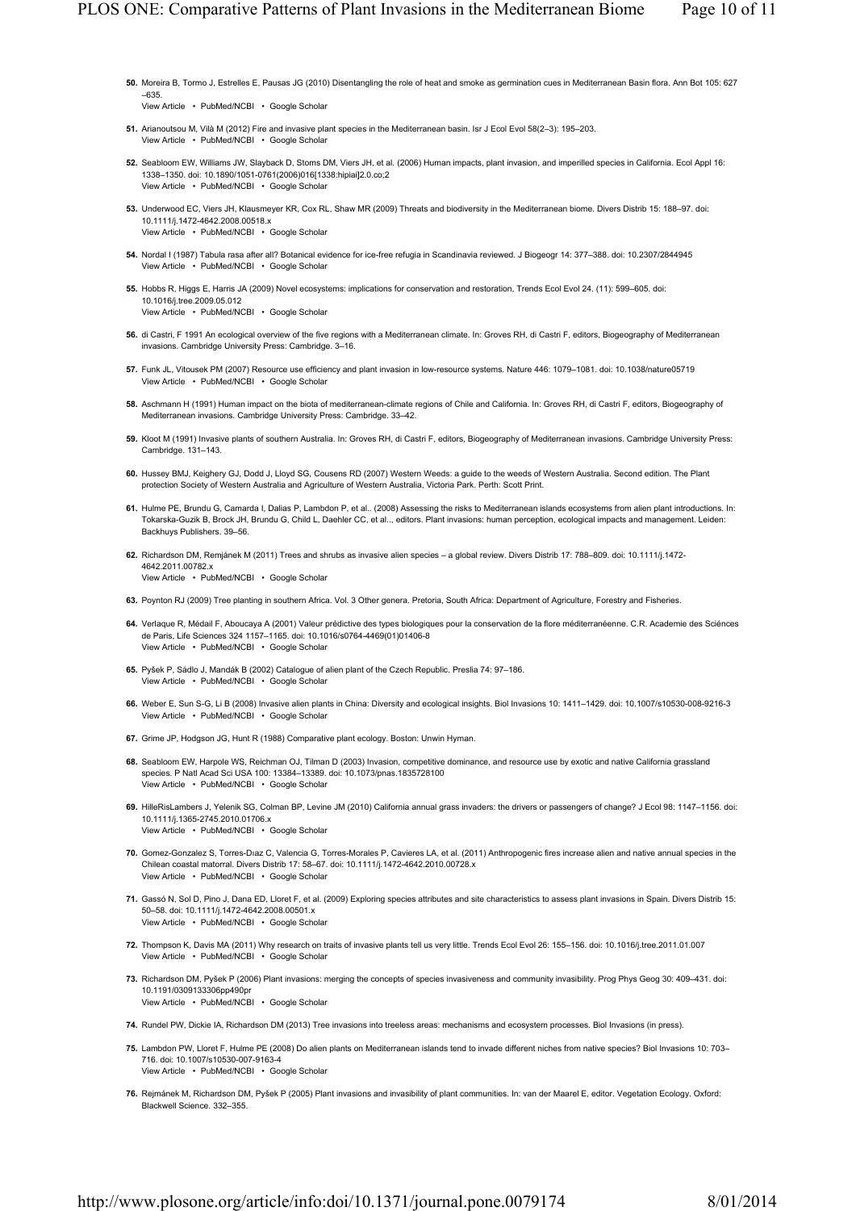50. Moreira B, Tormo J, Estrelles E, Pausas JG (2010) Disentangling the role of heat and smoke as germination cues in Mediterranean Basin flora. Ann Bot 105: 627–635.
View Article • PubMed/NCBI • Google Scholar

51. Arianoutsou M, Vilà M (2012) Fire and invasive plant species in the Mediterranean basin. Isr J Ecol Evol 58(2–3): 195–203.
View Article • PubMed/NCBI • Google Scholar

52. Seabloom EW, Williams JW, Slayback D, Stoms DM, Viers JH, et al. (2006) Human impacts, plant invasion, and imperilled species in California. Ecol Appl 16: 1338–1350. doi: 10.1890/1051-0761(2006)016[1338:hipiai]2.0.co;2
View Article • PubMed/NCBI • Google Scholar

53. Underwood EC, Viers JH, Klausmeyer KR, Cox RL, Shaw MR (2009) Threats and biodiversity in the Mediterranean biome. Divers Distrib 15: 188–97. doi: 10.1111/j.1472-4642.2008.00518.x
View Article • PubMed/NCBI • Google Scholar

54. Nordal I (1987) Tabula rasa after all? Botanical evidence for ice-free refugia in Scandinavia reviewed. J Biogeogr 14: 377–388. doi: 10.2307/2844945
View Article • PubMed/NCBI • Google Scholar

55. Hobbs R, Higgs E, Harris JA (2009) Novel ecosystems: implications for conservation and restoration, Trends Ecol Evol 24. (11): 599–605. doi: 10.1016/j.tree.2009.05.012
View Article • PubMed/NCBI • Google Scholar

56. di Castri, F 1991 An ecological overview of the five regions with a Mediterranean climate. In: Groves RH, di Castri F, editors, Biogeography of Mediterranean invasions. Cambridge University Press: Cambridge. 3–16.

57. Funk JL, Vitousek PM (2007) Resource use efficiency and plant invasion in low-resource systems. Nature 446: 1079–1081. doi: 10.1038/nature05719
View Article • PubMed/NCBI • Google Scholar

58. Aschmann H (1991) Human impact on the biota of mediterranean-climate regions of Chile and California. In: Groves RH, di Castri F, editors, Biogeography of Mediterranean invasions. Cambridge University Press: Cambridge. 33–42.

59. Kloot M (1991) Invasive plants of southern Australia. In: Groves RH, di Castri F, editors, Biogeography of Mediterranean invasions. Cambridge University Press: Cambridge. 131–143.

60. Hussey BMJ, Keighery GJ, Dodd J, Lloyd SG, Cousens RD (2007) Western Weeds: a guide to the weeds of Western Australia. Second edition. The Plant protection Society of Western Australia and Agriculture of Western Australia, Victoria Park. Perth: Scott Print.

61. Hulme PE, Brundu G, Camarda I, Dalias P, Lambdon P, et al.. (2008) Assessing the risks to Mediterranean islands ecosystems from alien plant introductions. In: Tokarska-Guzik B, Brock JH, Brundu G, Child L, Daehler CC, et al.., editors. Plant invasions: human perception, ecological impacts and management. Leiden: Backhuys Publishers. 39–56.

62. Richardson DM, Remjánek M (2011) Trees and shrubs as invasive alien species – a global review. Divers Distrib 17: 788–809. doi: 10.1111/j.1472-4642.2011.00782.x
View Article • PubMed/NCBI • Google Scholar

63. Poynton RJ (2009) Tree planting in southern Africa. Vol. 3 Other genera. Pretoria, South Africa: Department of Agriculture, Forestry and Fisheries.

64. Verlaque R, Médail F, Aboucaya A (2001) Valeur prédictive des types biologiques pour la conservation de la flore méditerranéenne. C.R. Academie des Sciénces de Paris, Life Sciences 324 1157–1165. doi: 10.1016/s0764-4469(01)01406-8
View Article • PubMed/NCBI • Google Scholar

65. Pyšek P, Sádlo J, Mandák B (2002) Catalogue of alien plant of the Czech Republic. Preslia 74: 97–186.
View Article • PubMed/NCBI • Google Scholar

66. Weber E, Sun S-G, Li B (2008) Invasive alien plants in China: Diversity and ecological insights. Biol Invasions 10: 1411–1429. doi: 10.1007/s10530-008-9216-3
View Article • PubMed/NCBI • Google Scholar

67. Grime JP, Hodgson JG, Hunt R (1988) Comparative plant ecology. Boston: Unwin Hyman.

68. Seabloom EW, Harpole WS, Reichman OJ, Tilman D (2003) Invasion, competitive dominance, and resource use by exotic and native California grassland species. P Natl Acad Sci USA 100: 13384–13389. doi: 10.1073/pnas.1835728100
View Article • PubMed/NCBI • Google Scholar

69. HilleRisLambers J, Yelenik SG, Colman BP, Levine JM (2010) California annual grass invaders: the drivers or passengers of change? J Ecol 98: 1147–1156. doi: 10.1111/j.1365-2745.2010.01706.x
View Article • PubMed/NCBI • Google Scholar

70. Gomez-Gonzalez S, Torres-Dıaz C, Valencia G, Torres-Morales P, Cavieres LA, et al. (2011) Anthropogenic fires increase alien and native annual species in the Chilean coastal matorral. Divers Distrib 17: 58–67. doi: 10.1111/j.1472-4642.2010.00728.x
View Article • PubMed/NCBI • Google Scholar

71. Gassó N, Sol D, Pino J, Dana ED, Lloret F, et al. (2009) Exploring species attributes and site characteristics to assess plant invasions in Spain. Divers Distrib 15: 50–58. doi: 10.1111/j.1472-4642.2008.00501.x
View Article • PubMed/NCBI • Google Scholar

72. Thompson K, Davis MA (2011) Why research on traits of invasive plants tell us very little. Trends Ecol Evol 26: 155–156. doi: 10.1016/j.tree.2011.01.007
View Article • PubMed/NCBI • Google Scholar

73. Richardson DM, Pyšek P (2006) Plant invasions: merging the concepts of species invasiveness and community invasibility. Prog Phys Geog 30: 409–431. doi: 10.1191/0309133306pp490pr
View Article • PubMed/NCBI • Google Scholar

74. Rundel PW, Dickie IA, Richardson DM (2013) Tree invasions into treeless areas: mechanisms and ecosystem processes. Biol Invasions (in press).

75. Lambdon PW, Lloret F, Hulme PE (2008) Do alien plants on Mediterranean islands tend to invade different niches from native species? Biol Invasions 10: 703–716. doi: 10.1007/s10530-007-9163-4
View Article • PubMed/NCBI • Google Scholar

76. Rejmánek M, Richardson DM, Pyšek P (2005) Plant invasions and invasibility of plant communities. In: van der Maarel E, editor. Vegetation Ecology. Oxford: Blackwell Science. 332–355.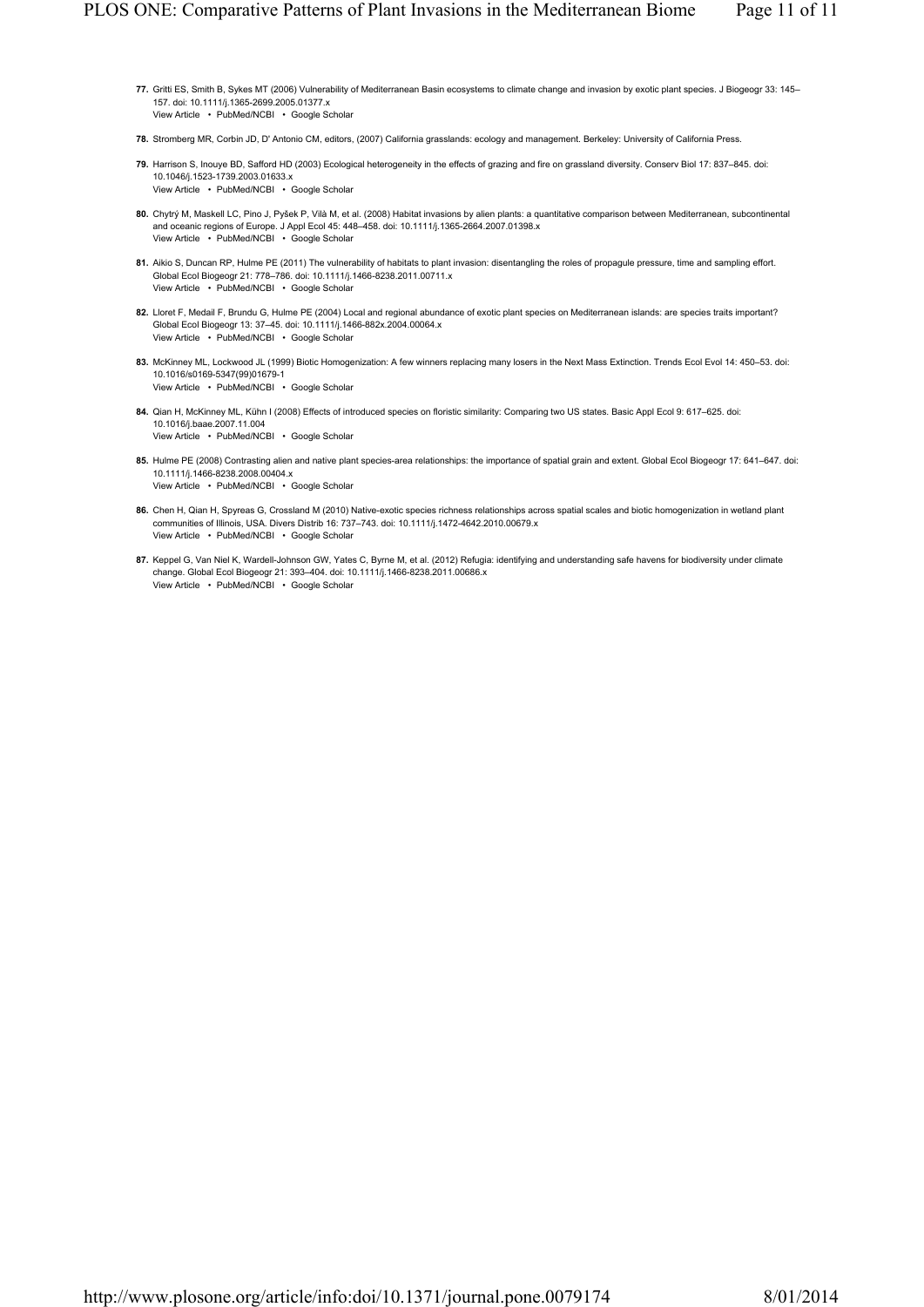77. Gritti ES, Smith B, Sykes MT (2006) Vulnerability of Mediterranean Basin ecosystems to climate change and invasion by exotic plant species. J Biogeogr 33: 145–157. doi: 10.1111/j.1365-2699.2005.01377.x
View Article • PubMed/NCBI • Google Scholar

78. Stromberg MR, Corbin JD, D' Antonio CM, editors, (2007) California grasslands: ecology and management. Berkeley: University of California Press.

79. Harrison S, Inouye BD, Safford HD (2003) Ecological heterogeneity in the effects of grazing and fire on grassland diversity. Conserv Biol 17: 837–845. doi: 10.1046/j.1523-1739.2003.01633.x
View Article • PubMed/NCBI • Google Scholar

80. Chytrý M, Maskell LC, Pino J, Pyšek P, Vilà M, et al. (2008) Habitat invasions by alien plants: a quantitative comparison between Mediterranean, subcontinental and oceanic regions of Europe. J Appl Ecol 45: 448–458. doi: 10.1111/j.1365-2664.2007.01398.x
View Article • PubMed/NCBI • Google Scholar

81. Aikio S, Duncan RP, Hulme PE (2011) The vulnerability of habitats to plant invasion: disentangling the roles of propagule pressure, time and sampling effort. Global Ecol Biogeogr 21: 778–786. doi: 10.1111/j.1466-8238.2011.00711.x
View Article • PubMed/NCBI • Google Scholar

82. Lloret F, Medail F, Brundu G, Hulme PE (2004) Local and regional abundance of exotic plant species on Mediterranean islands: are species traits important? Global Ecol Biogeogr 13: 37–45. doi: 10.1111/j.1466-882x.2004.00064.x
View Article • PubMed/NCBI • Google Scholar

83. McKinney ML, Lockwood JL (1999) Biotic Homogenization: A few winners replacing many losers in the Next Mass Extinction. Trends Ecol Evol 14: 450–53. doi: 10.1016/s0169-5347(99)01679-1
View Article • PubMed/NCBI • Google Scholar

84. Qian H, McKinney ML, Kühn I (2008) Effects of introduced species on floristic similarity: Comparing two US states. Basic Appl Ecol 9: 617–625. doi: 10.1016/j.baae.2007.11.004
View Article • PubMed/NCBI • Google Scholar

85. Hulme PE (2008) Contrasting alien and native plant species-area relationships: the importance of spatial grain and extent. Global Ecol Biogeogr 17: 641–647. doi: 10.1111/j.1466-8238.2008.00404.x
View Article • PubMed/NCBI • Google Scholar

86. Chen H, Qian H, Spyreas G, Crossland M (2010) Native-exotic species richness relationships across spatial scales and biotic homogenization in wetland plant communities of Illinois, USA. Divers Distrib 16: 737–743. doi: 10.1111/j.1472-4642.2010.00679.x
View Article • PubMed/NCBI • Google Scholar

87. Keppel G, Van Niel K, Wardell-Johnson GW, Yates C, Byrne M, et al. (2012) Refugia: identifying and understanding safe havens for biodiversity under climate change. Global Ecol Biogeogr 21: 393–404. doi: 10.1111/j.1466-8238.2011.00686.x
View Article • PubMed/NCBI • Google Scholar